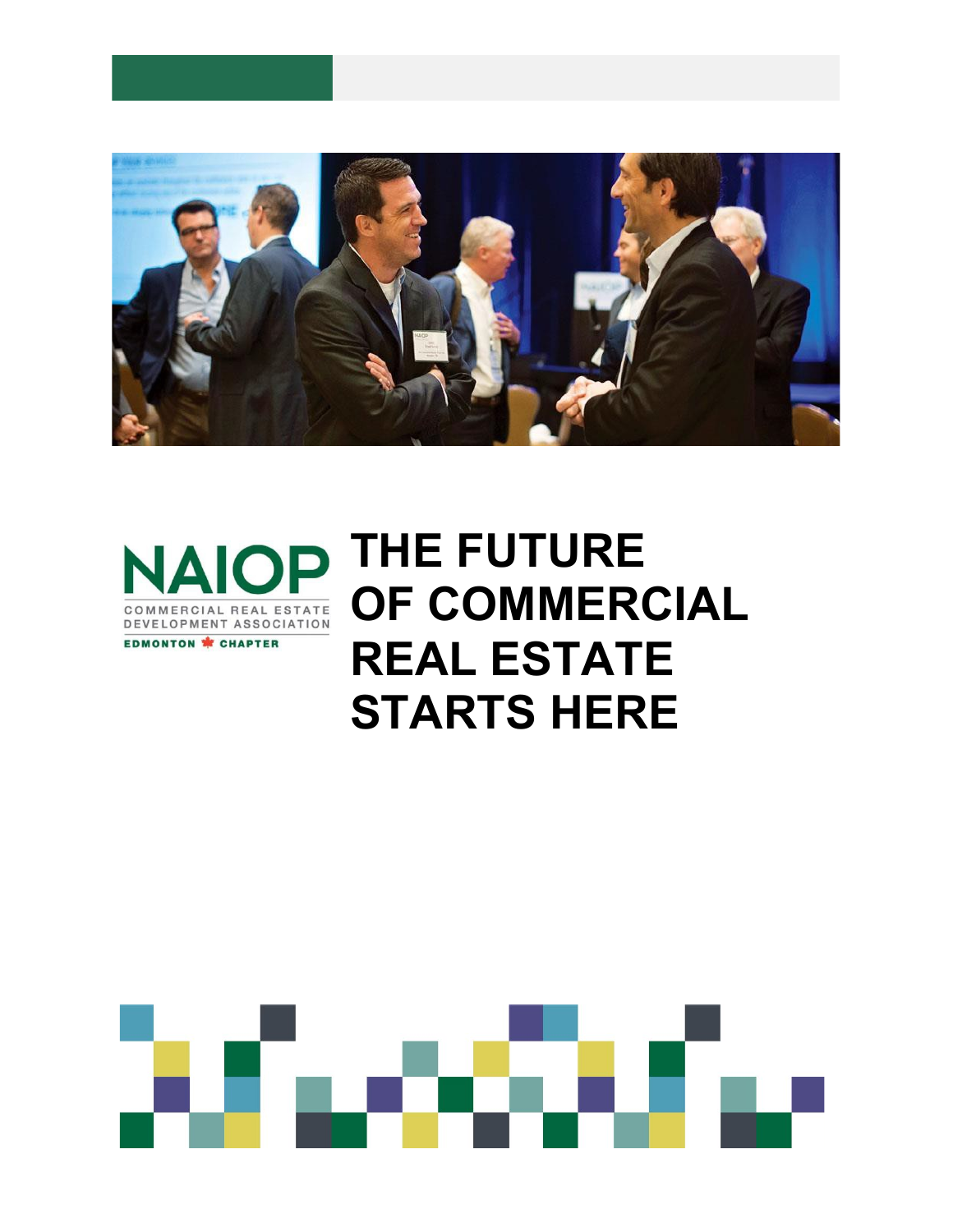NAIOP

COMMERCIAL REAL ESTATE DEVELOPMENT ASSOCIATION

EDMONTON CHAPTER

# THE FUTURE OF COMMERCIAL REAL ESTATE STARTS HERE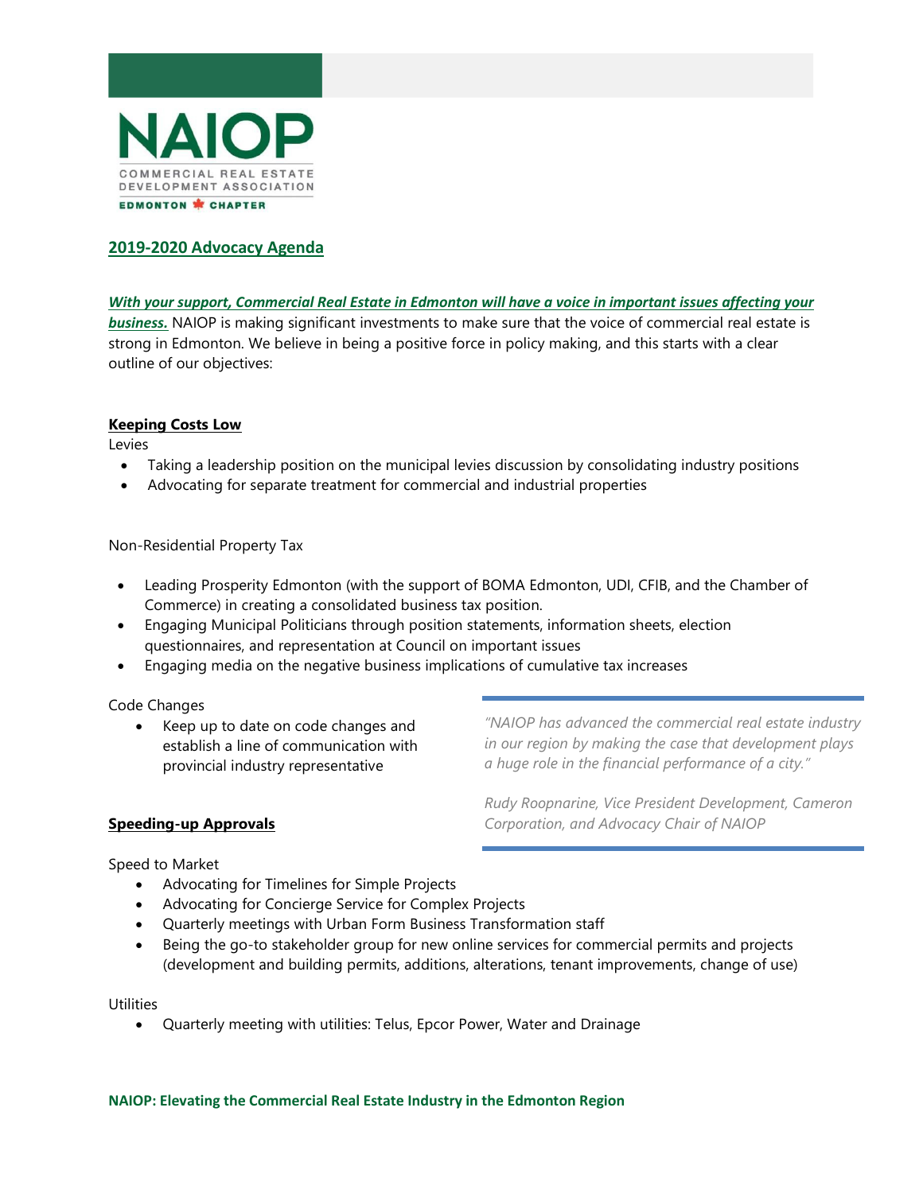NAIOP

COMMERCIAL REAL ESTATE DEVELOPMENT ASSOCIATION

EDMONTON CHAPTER

## 2019-2020 Advocacy Agenda

***With your support, Commercial Real Estate in Edmonton will have a voice in important issues affecting your business.*** NAIOP is making significant investments to make sure that the voice of commercial real estate is strong in Edmonton. We believe in being a positive force in policy making, and this starts with a clear outline of our objectives:

### Keeping Costs Low

Levies

- Taking a leadership position on the municipal levies discussion by consolidating industry positions
- Advocating for separate treatment for commercial and industrial properties

Non-Residential Property Tax

- Leading Prosperity Edmonton (with the support of BOMA Edmonton, UDI, CFIB, and the Chamber of Commerce) in creating a consolidated business tax position.
- Engaging Municipal Politicians through position statements, information sheets, election questionnaires, and representation at Council on important issues
- Engaging media on the negative business implications of cumulative tax increases

Code Changes

- Keep up to date on code changes and establish a line of communication with provincial industry representative

> *"NAIOP has advanced the commercial real estate industry in our region by making the case that development plays a huge role in the financial performance of a city."*
>
> *Rudy Roopnarine, Vice President Development, Cameron Corporation, and Advocacy Chair of NAIOP*

### Speeding-up Approvals

Speed to Market

- Advocating for Timelines for Simple Projects
- Advocating for Concierge Service for Complex Projects
- Quarterly meetings with Urban Form Business Transformation staff
- Being the go-to stakeholder group for new online services for commercial permits and projects (development and building permits, additions, alterations, tenant improvements, change of use)

Utilities

- Quarterly meeting with utilities: Telus, Epcor Power, Water and Drainage

**NAIOP: Elevating the Commercial Real Estate Industry in the Edmonton Region**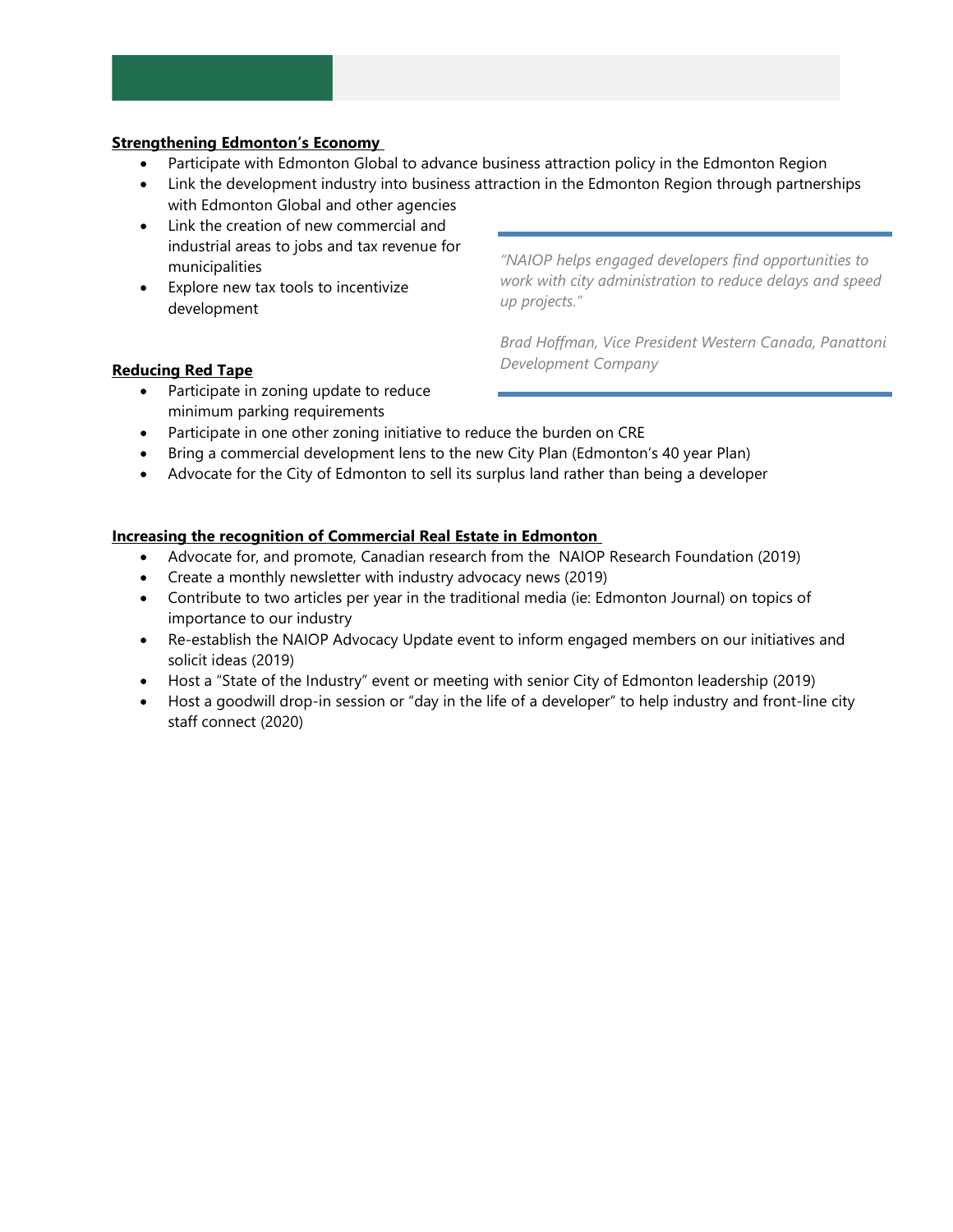**Strengthening Edmonton's Economy**

- Participate with Edmonton Global to advance business attraction policy in the Edmonton Region
- Link the development industry into business attraction in the Edmonton Region through partnerships with Edmonton Global and other agencies
- Link the creation of new commercial and industrial areas to jobs and tax revenue for municipalities
- Explore new tax tools to incentivize development

> *"NAIOP helps engaged developers find opportunities to work with city administration to reduce delays and speed up projects."*
>
> *Brad Hoffman, Vice President Western Canada, Panattoni Development Company*

**Reducing Red Tape**

- Participate in zoning update to reduce minimum parking requirements
- Participate in one other zoning initiative to reduce the burden on CRE
- Bring a commercial development lens to the new City Plan (Edmonton's 40 year Plan)
- Advocate for the City of Edmonton to sell its surplus land rather than being a developer

**Increasing the recognition of Commercial Real Estate in Edmonton**

- Advocate for, and promote, Canadian research from the NAIOP Research Foundation (2019)
- Create a monthly newsletter with industry advocacy news (2019)
- Contribute to two articles per year in the traditional media (ie: Edmonton Journal) on topics of importance to our industry
- Re-establish the NAIOP Advocacy Update event to inform engaged members on our initiatives and solicit ideas (2019)
- Host a "State of the Industry" event or meeting with senior City of Edmonton leadership (2019)
- Host a goodwill drop-in session or "day in the life of a developer" to help industry and front-line city staff connect (2020)